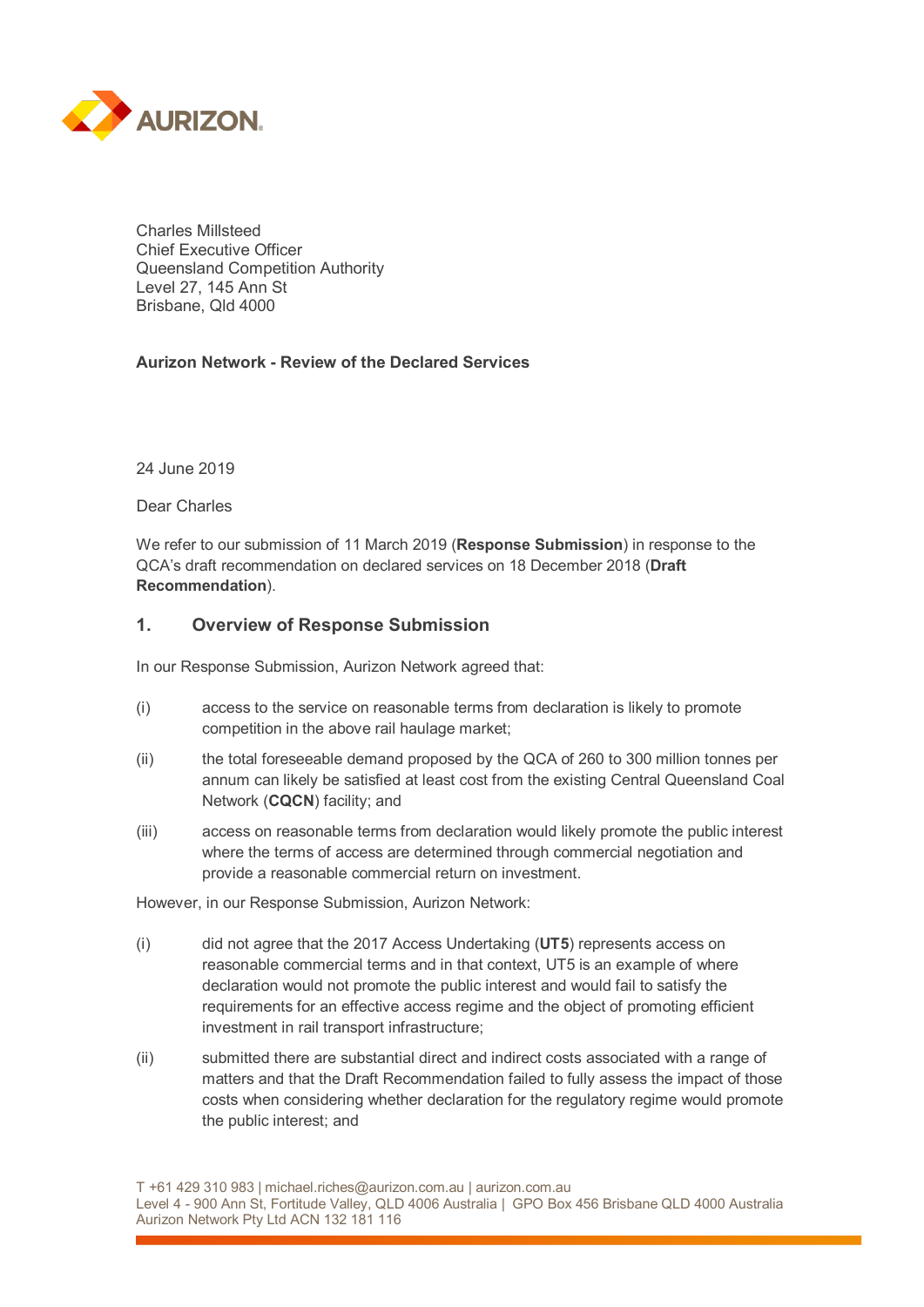Charles Millsteed
Chief Executive Officer
Queensland Competition Authority
Level 27, 145 Ann St
Brisbane, Qld 4000

**Aurizon Network - Review of the Declared Services**

24 June 2019

Dear Charles

We refer to our submission of 11 March 2019 (**Response Submission**) in response to the QCA's draft recommendation on declared services on 18 December 2018 (**Draft Recommendation**).

## 1. Overview of Response Submission

In our Response Submission, Aurizon Network agreed that:

(i) access to the service on reasonable terms from declaration is likely to promote competition in the above rail haulage market;

(ii) the total foreseeable demand proposed by the QCA of 260 to 300 million tonnes per annum can likely be satisfied at least cost from the existing Central Queensland Coal Network (**CQCN**) facility; and

(iii) access on reasonable terms from declaration would likely promote the public interest where the terms of access are determined through commercial negotiation and provide a reasonable commercial return on investment.

However, in our Response Submission, Aurizon Network:

(i) did not agree that the 2017 Access Undertaking (**UT5**) represents access on reasonable commercial terms and in that context, UT5 is an example of where declaration would not promote the public interest and would fail to satisfy the requirements for an effective access regime and the object of promoting efficient investment in rail transport infrastructure;

(ii) submitted there are substantial direct and indirect costs associated with a range of matters and that the Draft Recommendation failed to fully assess the impact of those costs when considering whether declaration for the regulatory regime would promote the public interest; and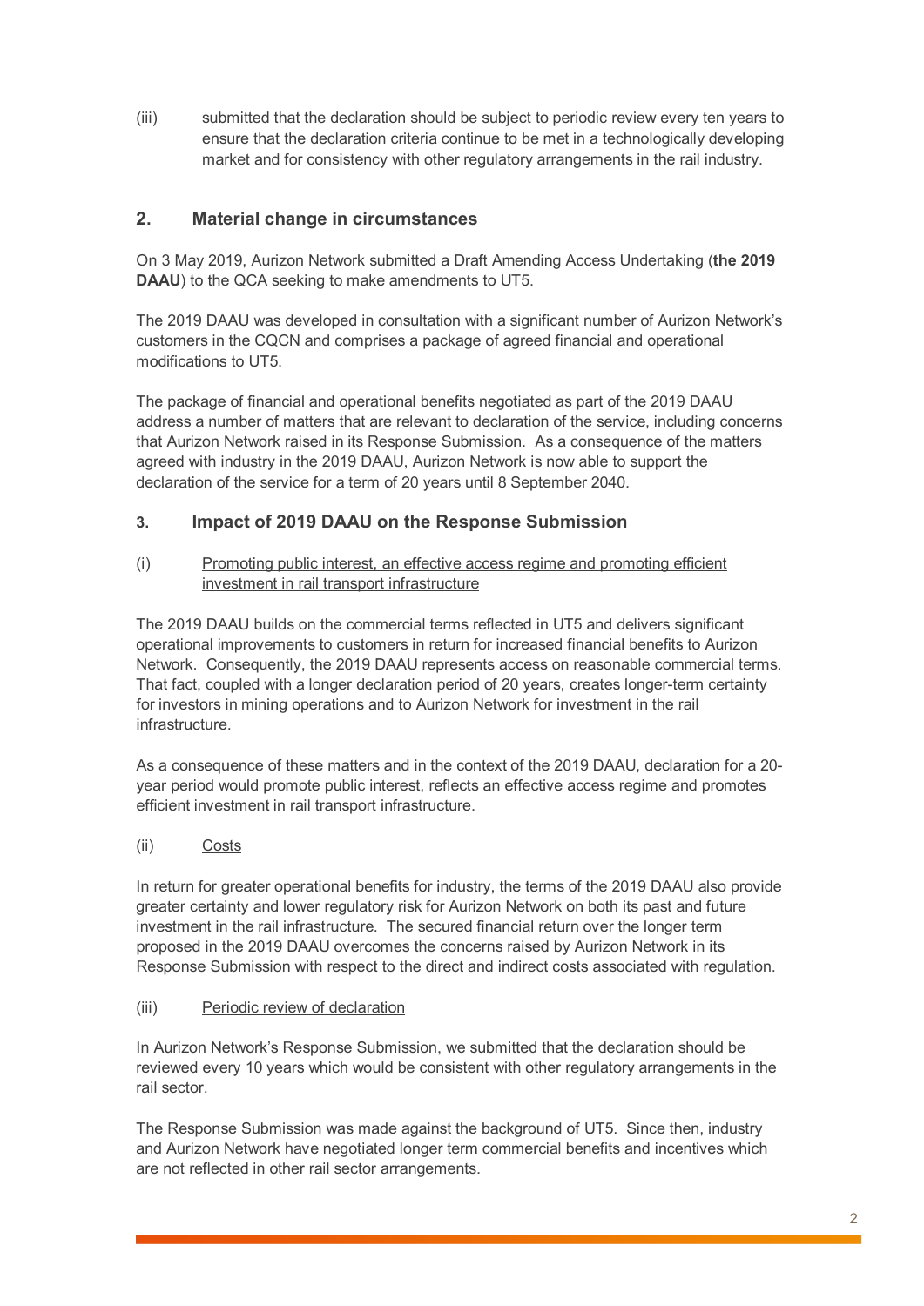(iii) submitted that the declaration should be subject to periodic review every ten years to ensure that the declaration criteria continue to be met in a technologically developing market and for consistency with other regulatory arrangements in the rail industry.

## 2. Material change in circumstances

On 3 May 2019, Aurizon Network submitted a Draft Amending Access Undertaking (**the 2019 DAAU**) to the QCA seeking to make amendments to UT5.

The 2019 DAAU was developed in consultation with a significant number of Aurizon Network's customers in the CQCN and comprises a package of agreed financial and operational modifications to UT5.

The package of financial and operational benefits negotiated as part of the 2019 DAAU address a number of matters that are relevant to declaration of the service, including concerns that Aurizon Network raised in its Response Submission. As a consequence of the matters agreed with industry in the 2019 DAAU, Aurizon Network is now able to support the declaration of the service for a term of 20 years until 8 September 2040.

## 3. Impact of 2019 DAAU on the Response Submission

(i) Promoting public interest, an effective access regime and promoting efficient investment in rail transport infrastructure

The 2019 DAAU builds on the commercial terms reflected in UT5 and delivers significant operational improvements to customers in return for increased financial benefits to Aurizon Network. Consequently, the 2019 DAAU represents access on reasonable commercial terms. That fact, coupled with a longer declaration period of 20 years, creates longer-term certainty for investors in mining operations and to Aurizon Network for investment in the rail infrastructure.

As a consequence of these matters and in the context of the 2019 DAAU, declaration for a 20-year period would promote public interest, reflects an effective access regime and promotes efficient investment in rail transport infrastructure.

(ii) Costs

In return for greater operational benefits for industry, the terms of the 2019 DAAU also provide greater certainty and lower regulatory risk for Aurizon Network on both its past and future investment in the rail infrastructure. The secured financial return over the longer term proposed in the 2019 DAAU overcomes the concerns raised by Aurizon Network in its Response Submission with respect to the direct and indirect costs associated with regulation.

(iii) Periodic review of declaration

In Aurizon Network's Response Submission, we submitted that the declaration should be reviewed every 10 years which would be consistent with other regulatory arrangements in the rail sector.

The Response Submission was made against the background of UT5. Since then, industry and Aurizon Network have negotiated longer term commercial benefits and incentives which are not reflected in other rail sector arrangements.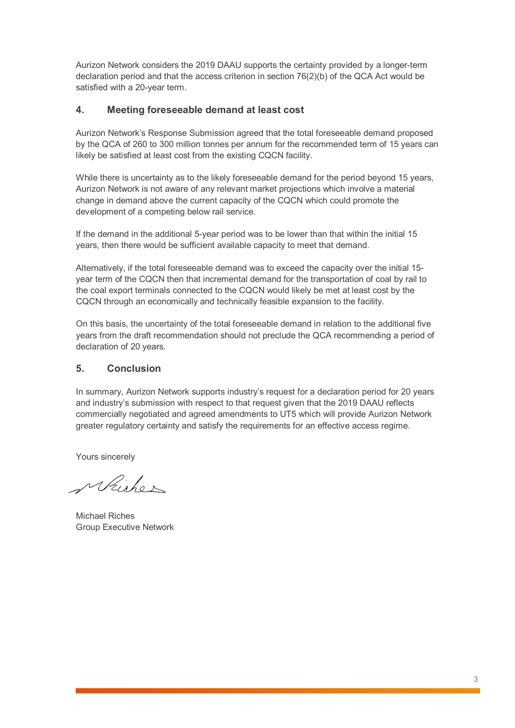Aurizon Network considers the 2019 DAAU supports the certainty provided by a longer-term declaration period and that the access criterion in section 76(2)(b) of the QCA Act would be satisfied with a 20-year term.

## 4. Meeting foreseeable demand at least cost

Aurizon Network's Response Submission agreed that the total foreseeable demand proposed by the QCA of 260 to 300 million tonnes per annum for the recommended term of 15 years can likely be satisfied at least cost from the existing CQCN facility.

While there is uncertainty as to the likely foreseeable demand for the period beyond 15 years, Aurizon Network is not aware of any relevant market projections which involve a material change in demand above the current capacity of the CQCN which could promote the development of a competing below rail service.

If the demand in the additional 5-year period was to be lower than that within the initial 15 years, then there would be sufficient available capacity to meet that demand.

Alternatively, if the total foreseeable demand was to exceed the capacity over the initial 15-year term of the CQCN then that incremental demand for the transportation of coal by rail to the coal export terminals connected to the CQCN would likely be met at least cost by the CQCN through an economically and technically feasible expansion to the facility.

On this basis, the uncertainty of the total foreseeable demand in relation to the additional five years from the draft recommendation should not preclude the QCA recommending a period of declaration of 20 years.

## 5. Conclusion

In summary, Aurizon Network supports industry's request for a declaration period for 20 years and industry's submission with respect to that request given that the 2019 DAAU reflects commercially negotiated and agreed amendments to UT5 which will provide Aurizon Network greater regulatory certainty and satisfy the requirements for an effective access regime.

Yours sincerely

Michael Riches
Group Executive Network